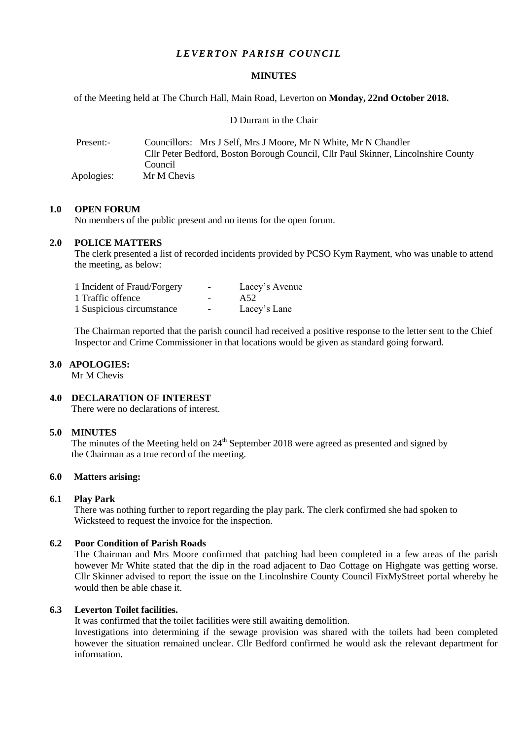# *LEVERTON PARISH COUNCIL*

## MINUTES

of the Meeting held at The Church Hall, Main Road, Leverton on **Monday, 22nd October 2018.**

D Durrant in the Chair

Present:- Councillors: Mrs J Self, Mrs J Moore, Mr N White, Mr N Chandler
Cllr Peter Bedford, Boston Borough Council, Cllr Paul Skinner, Lincolnshire County Council

Apologies: Mr M Chevis

### 1.0 OPEN FORUM

No members of the public present and no items for the open forum.

### 2.0 POLICE MATTERS

The clerk presented a list of recorded incidents provided by PCSO Kym Rayment, who was unable to attend the meeting, as below:

| | | |
|---|---|---|
| 1 Incident of Fraud/Forgery | - | Lacey's Avenue |
| 1 Traffic offence | - | A52 |
| 1 Suspicious circumstance | - | Lacey's Lane |

The Chairman reported that the parish council had received a positive response to the letter sent to the Chief Inspector and Crime Commissioner in that locations would be given as standard going forward.

### 3.0 APOLOGIES:

Mr M Chevis

### 4.0 DECLARATION OF INTEREST

There were no declarations of interest.

### 5.0 MINUTES

The minutes of the Meeting held on 24th September 2018 were agreed as presented and signed by the Chairman as a true record of the meeting.

### 6.0 Matters arising:

#### 6.1 Play Park

There was nothing further to report regarding the play park. The clerk confirmed she had spoken to Wicksteed to request the invoice for the inspection.

#### 6.2 Poor Condition of Parish Roads

The Chairman and Mrs Moore confirmed that patching had been completed in a few areas of the parish however Mr White stated that the dip in the road adjacent to Dao Cottage on Highgate was getting worse. Cllr Skinner advised to report the issue on the Lincolnshire County Council FixMyStreet portal whereby he would then be able chase it.

#### 6.3 Leverton Toilet facilities.

It was confirmed that the toilet facilities were still awaiting demolition.
Investigations into determining if the sewage provision was shared with the toilets had been completed however the situation remained unclear. Cllr Bedford confirmed he would ask the relevant department for information.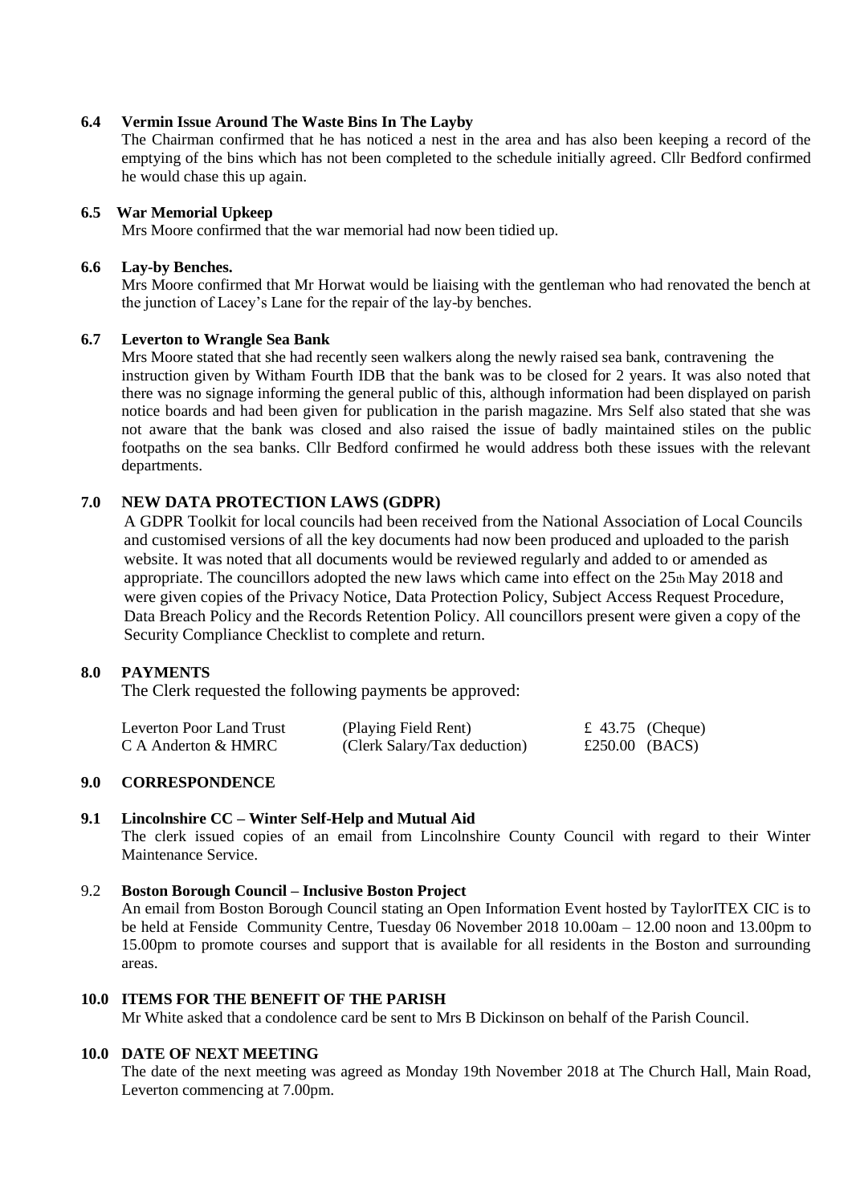**6.4 Vermin Issue Around The Waste Bins In The Layby**

The Chairman confirmed that he has noticed a nest in the area and has also been keeping a record of the emptying of the bins which has not been completed to the schedule initially agreed. Cllr Bedford confirmed he would chase this up again.

**6.5 War Memorial Upkeep**

Mrs Moore confirmed that the war memorial had now been tidied up.

**6.6 Lay-by Benches.**

Mrs Moore confirmed that Mr Horwat would be liaising with the gentleman who had renovated the bench at the junction of Lacey's Lane for the repair of the lay-by benches.

**6.7 Leverton to Wrangle Sea Bank**

Mrs Moore stated that she had recently seen walkers along the newly raised sea bank, contravening the instruction given by Witham Fourth IDB that the bank was to be closed for 2 years. It was also noted that there was no signage informing the general public of this, although information had been displayed on parish notice boards and had been given for publication in the parish magazine. Mrs Self also stated that she was not aware that the bank was closed and also raised the issue of badly maintained stiles on the public footpaths on the sea banks. Cllr Bedford confirmed he would address both these issues with the relevant departments.

**7.0 NEW DATA PROTECTION LAWS (GDPR)**

A GDPR Toolkit for local councils had been received from the National Association of Local Councils and customised versions of all the key documents had now been produced and uploaded to the parish website. It was noted that all documents would be reviewed regularly and added to or amended as appropriate. The councillors adopted the new laws which came into effect on the 25th May 2018 and were given copies of the Privacy Notice, Data Protection Policy, Subject Access Request Procedure, Data Breach Policy and the Records Retention Policy. All councillors present were given a copy of the Security Compliance Checklist to complete and return.

**8.0 PAYMENTS**

The Clerk requested the following payments be approved:

| | | | |
|---|---|---|---|
| Leverton Poor Land Trust | (Playing Field Rent) | £ 43.75 | (Cheque) |
| C A Anderton & HMRC | (Clerk Salary/Tax deduction) | £250.00 | (BACS) |

**9.0 CORRESPONDENCE**

**9.1 Lincolnshire CC – Winter Self-Help and Mutual Aid**

The clerk issued copies of an email from Lincolnshire County Council with regard to their Winter Maintenance Service.

9.2 **Boston Borough Council – Inclusive Boston Project**

An email from Boston Borough Council stating an Open Information Event hosted by TaylorITEX CIC is to be held at Fenside Community Centre, Tuesday 06 November 2018 10.00am – 12.00 noon and 13.00pm to 15.00pm to promote courses and support that is available for all residents in the Boston and surrounding areas.

**10.0 ITEMS FOR THE BENEFIT OF THE PARISH**

Mr White asked that a condolence card be sent to Mrs B Dickinson on behalf of the Parish Council.

**10.0 DATE OF NEXT MEETING**

The date of the next meeting was agreed as Monday 19th November 2018 at The Church Hall, Main Road, Leverton commencing at 7.00pm.